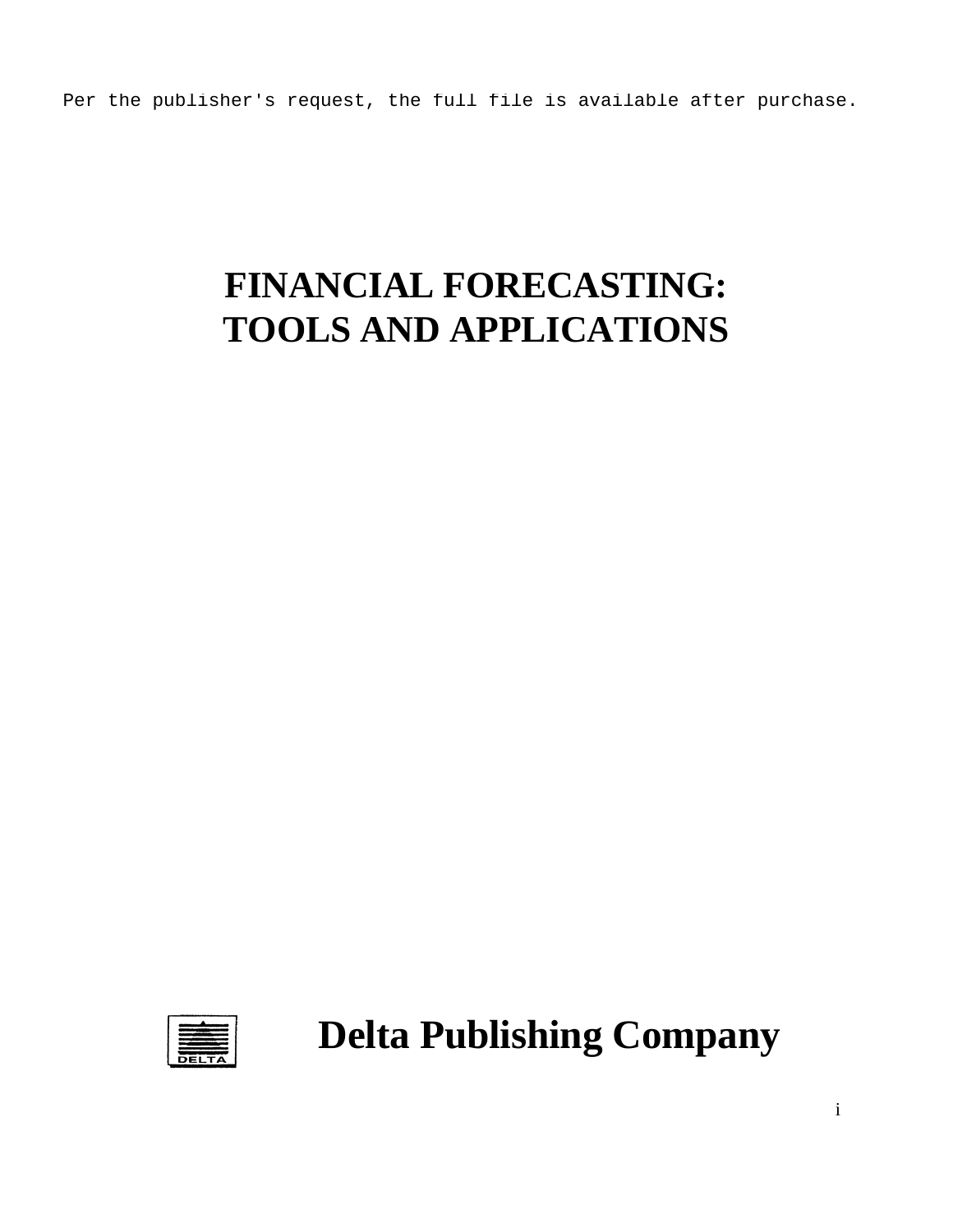Per the publisher's request, the full file is available after purchase.

# FINANCIAL FORECASTING: TOOLS AND APPLICATIONS

**Delta Publishing Company**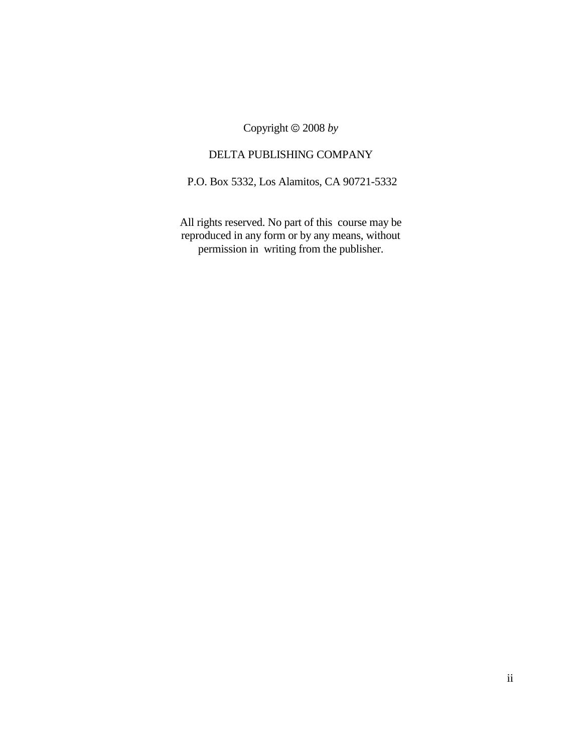Copyright © 2008 *by*

DELTA PUBLISHING COMPANY

P.O. Box 5332, Los Alamitos, CA 90721-5332

All rights reserved. No part of this course may be reproduced in any form or by any means, without permission in writing from the publisher.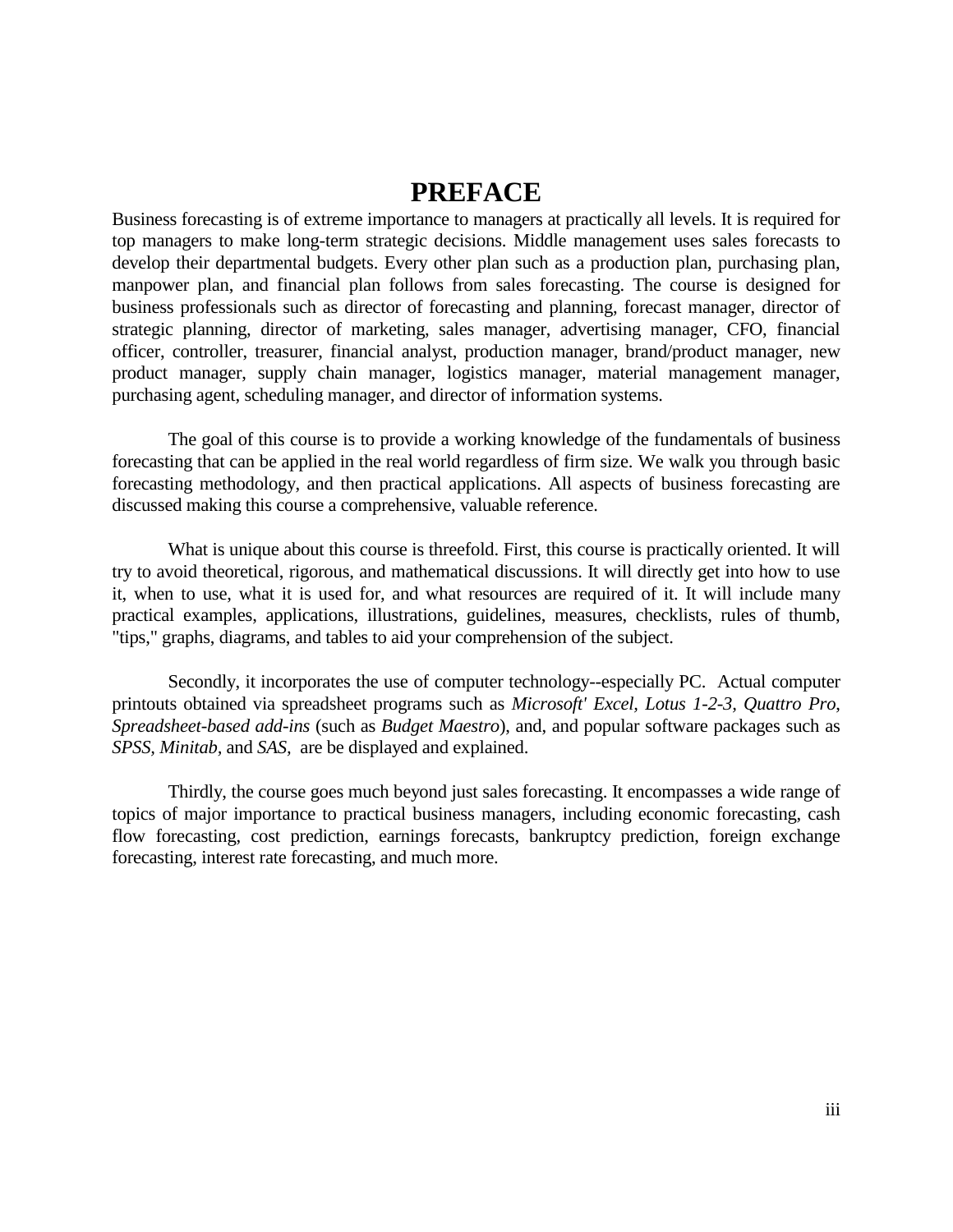# PREFACE

Business forecasting is of extreme importance to managers at practically all levels. It is required for top managers to make long-term strategic decisions. Middle management uses sales forecasts to develop their departmental budgets. Every other plan such as a production plan, purchasing plan, manpower plan, and financial plan follows from sales forecasting. The course is designed for business professionals such as director of forecasting and planning, forecast manager, director of strategic planning, director of marketing, sales manager, advertising manager, CFO, financial officer, controller, treasurer, financial analyst, production manager, brand/product manager, new product manager, supply chain manager, logistics manager, material management manager, purchasing agent, scheduling manager, and director of information systems.

The goal of this course is to provide a working knowledge of the fundamentals of business forecasting that can be applied in the real world regardless of firm size. We walk you through basic forecasting methodology, and then practical applications. All aspects of business forecasting are discussed making this course a comprehensive, valuable reference.

What is unique about this course is threefold. First, this course is practically oriented. It will try to avoid theoretical, rigorous, and mathematical discussions. It will directly get into how to use it, when to use, what it is used for, and what resources are required of it. It will include many practical examples, applications, illustrations, guidelines, measures, checklists, rules of thumb, "tips," graphs, diagrams, and tables to aid your comprehension of the subject.

Secondly, it incorporates the use of computer technology--especially PC. Actual computer printouts obtained via spreadsheet programs such as *Microsoft' Excel*, *Lotus 1-2-3*, *Quattro Pro*, *Spreadsheet-based add-ins* (such as *Budget Maestro*), and, and popular software packages such as *SPSS*, *Minitab*, and *SAS*, are be displayed and explained.

Thirdly, the course goes much beyond just sales forecasting. It encompasses a wide range of topics of major importance to practical business managers, including economic forecasting, cash flow forecasting, cost prediction, earnings forecasts, bankruptcy prediction, foreign exchange forecasting, interest rate forecasting, and much more.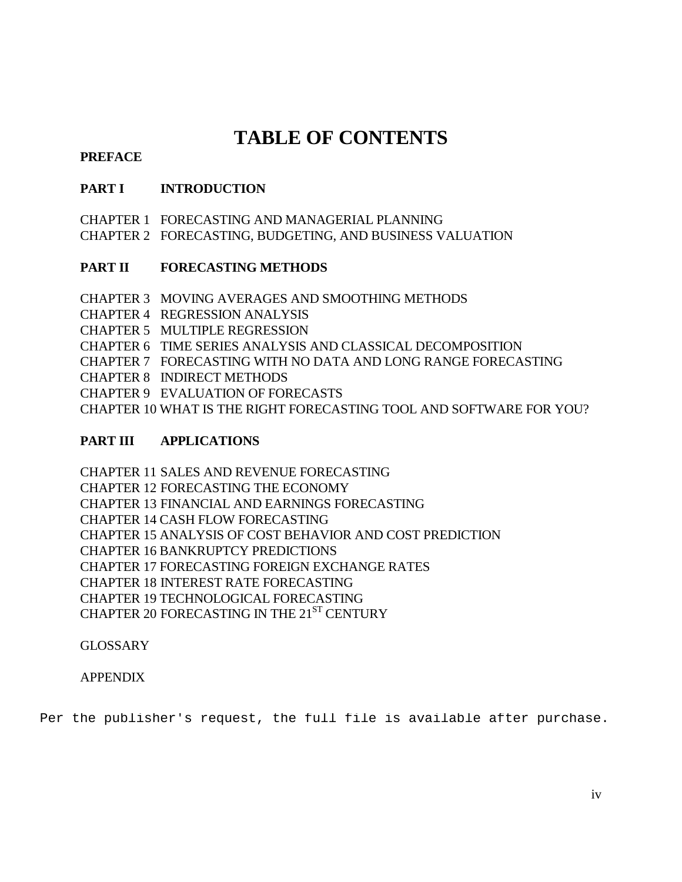# TABLE OF CONTENTS

**PREFACE**

**PART I INTRODUCTION**

CHAPTER 1 FORECASTING AND MANAGERIAL PLANNING
CHAPTER 2 FORECASTING, BUDGETING, AND BUSINESS VALUATION

**PART II FORECASTING METHODS**

CHAPTER 3 MOVING AVERAGES AND SMOOTHING METHODS
CHAPTER 4 REGRESSION ANALYSIS
CHAPTER 5 MULTIPLE REGRESSION
CHAPTER 6 TIME SERIES ANALYSIS AND CLASSICAL DECOMPOSITION
CHAPTER 7 FORECASTING WITH NO DATA AND LONG RANGE FORECASTING
CHAPTER 8 INDIRECT METHODS
CHAPTER 9 EVALUATION OF FORECASTS
CHAPTER 10 WHAT IS THE RIGHT FORECASTING TOOL AND SOFTWARE FOR YOU?

**PART III APPLICATIONS**

CHAPTER 11 SALES AND REVENUE FORECASTING
CHAPTER 12 FORECASTING THE ECONOMY
CHAPTER 13 FINANCIAL AND EARNINGS FORECASTING
CHAPTER 14 CASH FLOW FORECASTING
CHAPTER 15 ANALYSIS OF COST BEHAVIOR AND COST PREDICTION
CHAPTER 16 BANKRUPTCY PREDICTIONS
CHAPTER 17 FORECASTING FOREIGN EXCHANGE RATES
CHAPTER 18 INTEREST RATE FORECASTING
CHAPTER 19 TECHNOLOGICAL FORECASTING
CHAPTER 20 FORECASTING IN THE 21ST CENTURY

GLOSSARY

APPENDIX

Per the publisher's request, the full file is available after purchase.